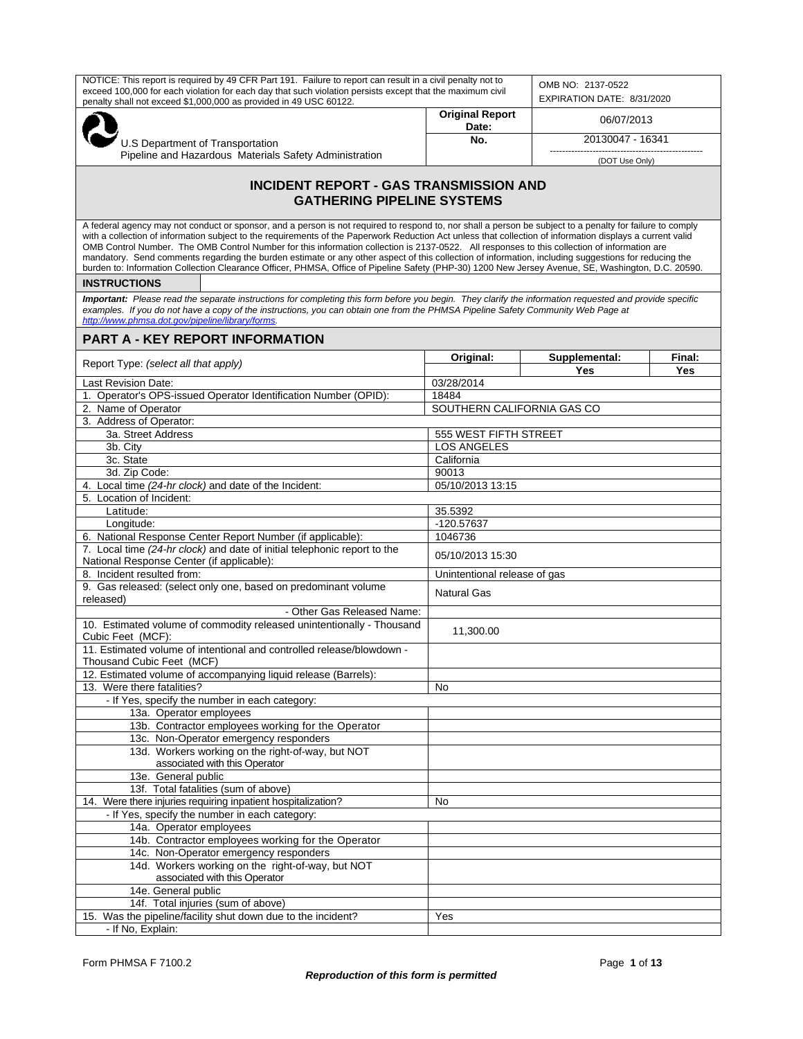| NOTICE: This report is required by 49 CFR Part 191. Failure to report can result in a civil penalty not to exceed 100,000 for each violation for each day that such violation persists except that the maximum civil penalty shall not exceed $1,000,000 as provided in 49 USC 60122. | OMB NO: 2137-0522 EXPIRATION DATE: 8/31/2020 |
|---|---|

| U.S Department of Transportation Pipeline and Hazardous Materials Safety Administration | Original Report Date: | 06/07/2013 |
|---|---|---|
| | No. | 20130047 - 16341 (DOT Use Only) |

## INCIDENT REPORT - GAS TRANSMISSION AND GATHERING PIPELINE SYSTEMS

A federal agency may not conduct or sponsor, and a person is not required to respond to, nor shall a person be subject to a penalty for failure to comply with a collection of information subject to the requirements of the Paperwork Reduction Act unless that collection of information displays a current valid OMB Control Number. The OMB Control Number for this information collection is 2137-0522. All responses to this collection of information are mandatory. Send comments regarding the burden estimate or any other aspect of this collection of information, including suggestions for reducing the burden to: Information Collection Clearance Officer, PHMSA, Office of Pipeline Safety (PHP-30) 1200 New Jersey Avenue, SE, Washington, D.C. 20590.

**INSTRUCTIONS**

***Important:*** *Please read the separate instructions for completing this form before you begin. They clarify the information requested and provide specific examples. If you do not have a copy of the instructions, you can obtain one from the PHMSA Pipeline Safety Community Web Page at http://www.phmsa.dot.gov/pipeline/library/forms.*

## PART A - KEY REPORT INFORMATION

| Report Type: *(select all that apply)* | Original: | Supplemental: | Final: |
|---|---|---|---|
| | | Yes | Yes |

| | |
|---|---|
| Last Revision Date: | 03/28/2014 |
| 1. Operator's OPS-issued Operator Identification Number (OPID): | 18484 |
| 2. Name of Operator | SOUTHERN CALIFORNIA GAS CO |
| 3. Address of Operator: | |
| 3a. Street Address | 555 WEST FIFTH STREET |
| 3b. City | LOS ANGELES |
| 3c. State | California |
| 3d. Zip Code: | 90013 |
| 4. Local time *(24-hr clock)* and date of the Incident: | 05/10/2013 13:15 |
| 5. Location of Incident: | |
| Latitude: | 35.5392 |
| Longitude: | -120.57637 |
| 6. National Response Center Report Number (if applicable): | 1046736 |
| 7. Local time *(24-hr clock)* and date of initial telephonic report to the National Response Center (if applicable): | 05/10/2013 15:30 |
| 8. Incident resulted from: | Unintentional release of gas |
| 9. Gas released: (select only one, based on predominant volume released) | Natural Gas |
| - Other Gas Released Name: | |
| 10. Estimated volume of commodity released unintentionally - Thousand Cubic Feet (MCF): | 11,300.00 |
| 11. Estimated volume of intentional and controlled release/blowdown - Thousand Cubic Feet (MCF) | |
| 12. Estimated volume of accompanying liquid release (Barrels): | |
| 13. Were there fatalities? | No |
| - If Yes, specify the number in each category: | |
| 13a. Operator employees | |
| 13b. Contractor employees working for the Operator | |
| 13c. Non-Operator emergency responders | |
| 13d. Workers working on the right-of-way, but NOT associated with this Operator | |
| 13e. General public | |
| 13f. Total fatalities (sum of above) | |
| 14. Were there injuries requiring inpatient hospitalization? | No |
| - If Yes, specify the number in each category: | |
| 14a. Operator employees | |
| 14b. Contractor employees working for the Operator | |
| 14c. Non-Operator emergency responders | |
| 14d. Workers working on the right-of-way, but NOT associated with this Operator | |
| 14e. General public | |
| 14f. Total injuries (sum of above) | |
| 15. Was the pipeline/facility shut down due to the incident? | Yes |
| - If No, Explain: | |

Form PHMSA F 7100.2

*Reproduction of this form is permitted*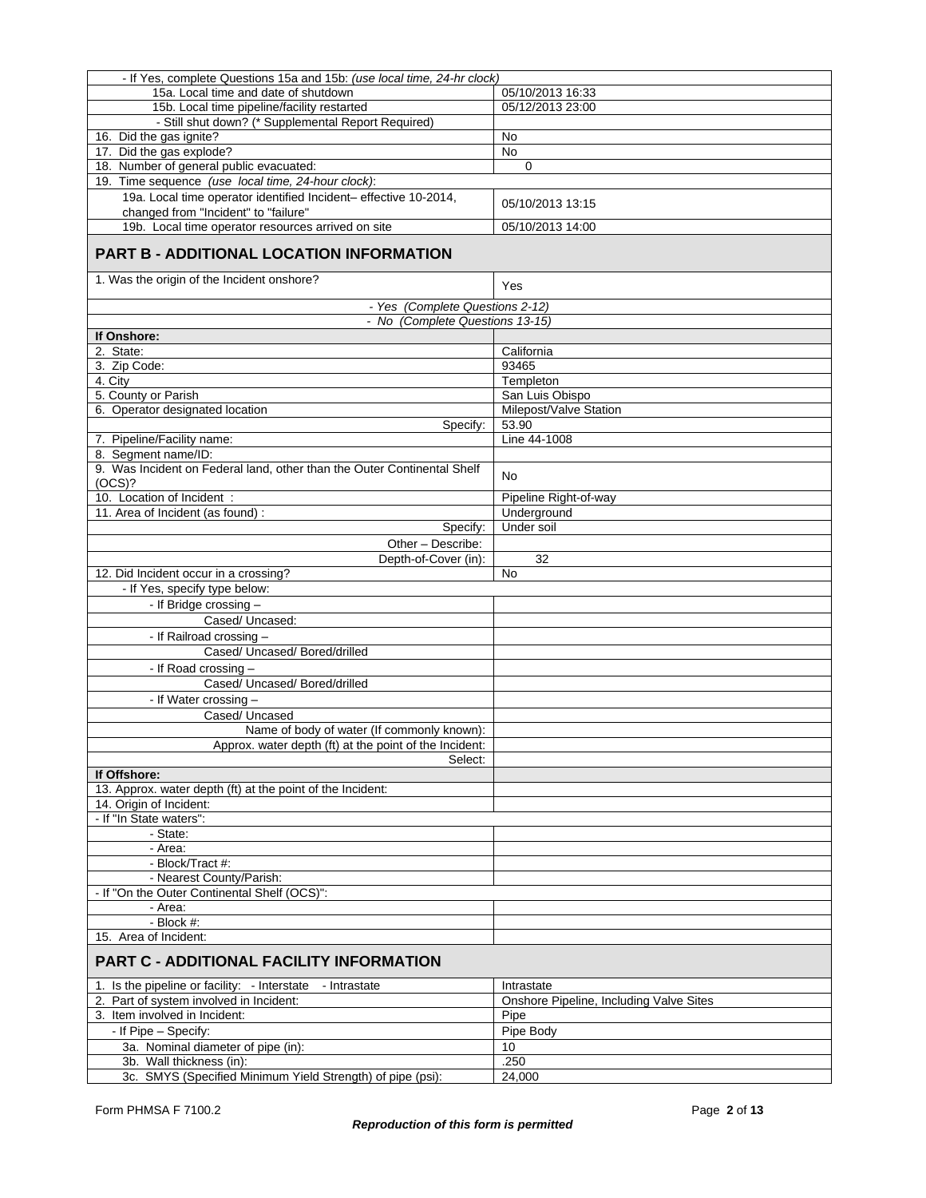| | |
|---|---|
| - If Yes, complete Questions 15a and 15b: *(use local time, 24-hr clock)* | |
| 15a. Local time and date of shutdown | 05/10/2013 16:33 |
| 15b. Local time pipeline/facility restarted | 05/12/2013 23:00 |
| - Still shut down? (* Supplemental Report Required) | |
| 16. Did the gas ignite? | No |
| 17. Did the gas explode? | No |
| 18. Number of general public evacuated: | 0 |
| 19. Time sequence *(use local time, 24-hour clock)*: | |
| 19a. Local time operator identified Incident– effective 10-2014, changed from "Incident" to "failure" | 05/10/2013 13:15 |
| 19b. Local time operator resources arrived on site | 05/10/2013 14:00 |

## PART B - ADDITIONAL LOCATION INFORMATION

| | |
|---|---|
| 1. Was the origin of the Incident onshore? | Yes |
| - Yes (Complete Questions 2-12) | |
| - No (Complete Questions 13-15) | |
| **If Onshore:** | |
| 2. State: | California |
| 3. Zip Code: | 93465 |
| 4. City | Templeton |
| 5. County or Parish | San Luis Obispo |
| 6. Operator designated location | Milepost/Valve Station |
| Specify: | 53.90 |
| 7. Pipeline/Facility name: | Line 44-1008 |
| 8. Segment name/ID: | |
| 9. Was Incident on Federal land, other than the Outer Continental Shelf (OCS)? | No |
| 10. Location of Incident : | Pipeline Right-of-way |
| 11. Area of Incident (as found) : | Underground |
| Specify: | Under soil |
| Other – Describe: | |
| Depth-of-Cover (in): | 32 |
| 12. Did Incident occur in a crossing? | No |
| - If Yes, specify type below: | |
| - If Bridge crossing – | |
| Cased/ Uncased: | |
| - If Railroad crossing – | |
| Cased/ Uncased/ Bored/drilled | |
| - If Road crossing – | |
| Cased/ Uncased/ Bored/drilled | |
| - If Water crossing – | |
| Cased/ Uncased | |
| Name of body of water (If commonly known): | |
| Approx. water depth (ft) at the point of the Incident: | |
| Select: | |
| **If Offshore:** | |
| 13. Approx. water depth (ft) at the point of the Incident: | |
| 14. Origin of Incident: | |
| - If "In State waters": | |
| - State: | |
| - Area: | |
| - Block/Tract #: | |
| - Nearest County/Parish: | |
| - If "On the Outer Continental Shelf (OCS)": | |
| - Area: | |
| - Block #: | |
| 15. Area of Incident: | |

## PART C - ADDITIONAL FACILITY INFORMATION

| | |
|---|---|
| 1. Is the pipeline or facility: - Interstate - Intrastate | Intrastate |
| 2. Part of system involved in Incident: | Onshore Pipeline, Including Valve Sites |
| 3. Item involved in Incident: | Pipe |
| - If Pipe – Specify: | Pipe Body |
| 3a. Nominal diameter of pipe (in): | 10 |
| 3b. Wall thickness (in): | .250 |
| 3c. SMYS (Specified Minimum Yield Strength) of pipe (psi): | 24,000 |

Form PHMSA F 7100.2

***Reproduction of this form is permitted***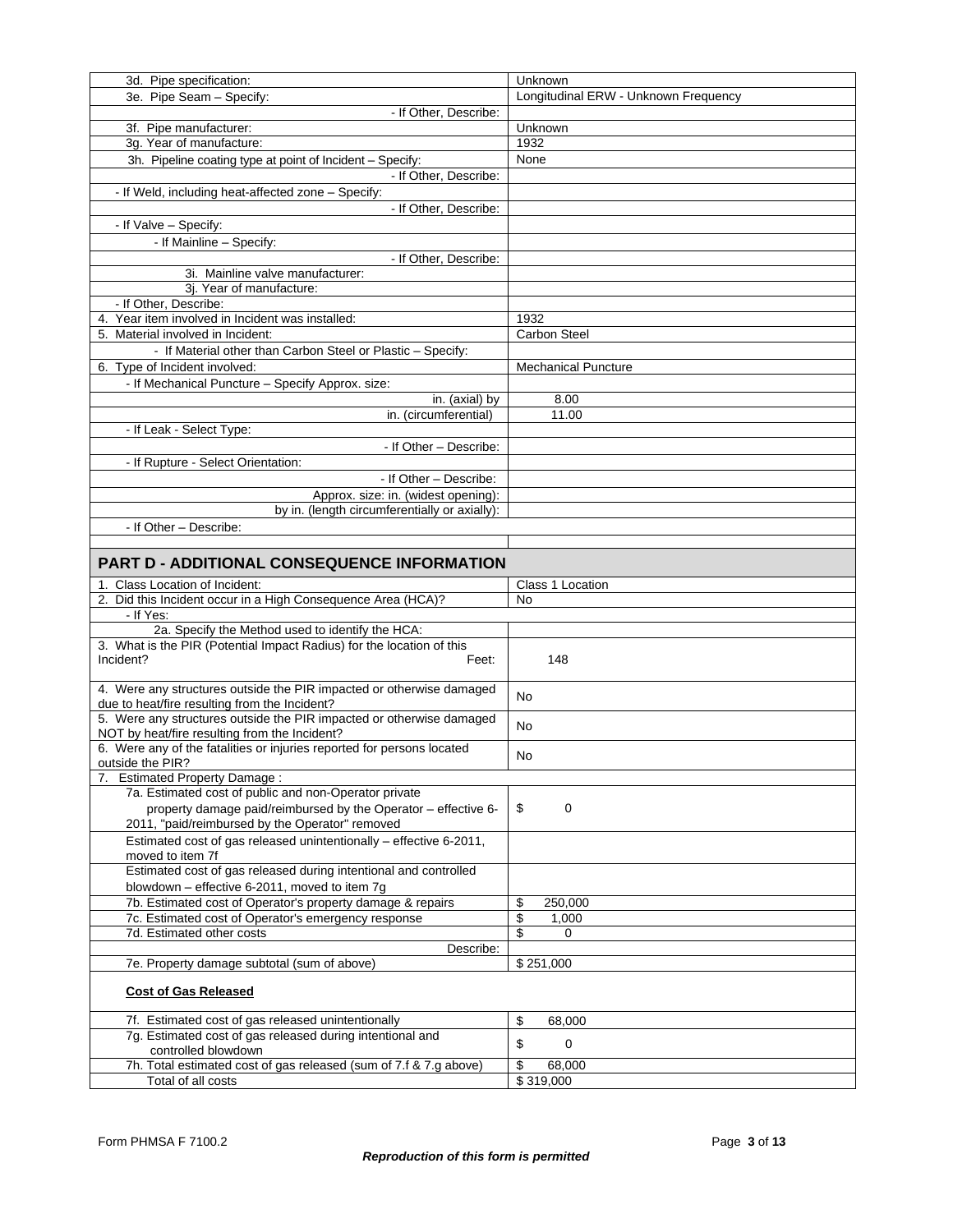| | |
|---|---|
| 3d. Pipe specification: | Unknown |
| 3e. Pipe Seam – Specify: | Longitudinal ERW - Unknown Frequency |
| - If Other, Describe: | |
| 3f. Pipe manufacturer: | Unknown |
| 3g. Year of manufacture: | 1932 |
| 3h. Pipeline coating type at point of Incident – Specify: | None |
| - If Other, Describe: | |
| - If Weld, including heat-affected zone – Specify: | |
| - If Other, Describe: | |
| - If Valve – Specify: | |
| - If Mainline – Specify: | |
| - If Other, Describe: | |
| 3i. Mainline valve manufacturer: | |
| 3j. Year of manufacture: | |
| - If Other, Describe: | |
| 4. Year item involved in Incident was installed: | 1932 |
| 5. Material involved in Incident: | Carbon Steel |
| - If Material other than Carbon Steel or Plastic – Specify: | |
| 6. Type of Incident involved: | Mechanical Puncture |
| - If Mechanical Puncture – Specify Approx. size: | |
| in. (axial) by | 8.00 |
| in. (circumferential) | 11.00 |
| - If Leak - Select Type: | |
| - If Other – Describe: | |
| - If Rupture - Select Orientation: | |
| - If Other – Describe: | |
| Approx. size: in. (widest opening): | |
| by in. (length circumferentially or axially): | |
| - If Other – Describe: | |
| | |

## PART D - ADDITIONAL CONSEQUENCE INFORMATION

| | |
|---|---|
| 1. Class Location of Incident: | Class 1 Location |
| 2. Did this Incident occur in a High Consequence Area (HCA)? | No |
| - If Yes: | |
| 2a. Specify the Method used to identify the HCA: | |
| 3. What is the PIR (Potential Impact Radius) for the location of this Incident? Feet: | 148 |
| 4. Were any structures outside the PIR impacted or otherwise damaged due to heat/fire resulting from the Incident? | No |
| 5. Were any structures outside the PIR impacted or otherwise damaged NOT by heat/fire resulting from the Incident? | No |
| 6. Were any of the fatalities or injuries reported for persons located outside the PIR? | No |
| 7. Estimated Property Damage : | |
| 7a. Estimated cost of public and non-Operator private property damage paid/reimbursed by the Operator – effective 6-2011, "paid/reimbursed by the Operator" removed | $ 0 |
| Estimated cost of gas released unintentionally – effective 6-2011, moved to item 7f | |
| Estimated cost of gas released during intentional and controlled blowdown – effective 6-2011, moved to item 7g | |
| 7b. Estimated cost of Operator's property damage & repairs | $ 250,000 |
| 7c. Estimated cost of Operator's emergency response | $ 1,000 |
| 7d. Estimated other costs | $ 0 |
| Describe: | |
| 7e. Property damage subtotal (sum of above) | $ 251,000 |
| **Cost of Gas Released** | |
| 7f. Estimated cost of gas released unintentionally | $ 68,000 |
| 7g. Estimated cost of gas released during intentional and controlled blowdown | $ 0 |
| 7h. Total estimated cost of gas released (sum of 7.f & 7.g above) | $ 68,000 |
| Total of all costs | $ 319,000 |

Form PHMSA F 7100.2

***Reproduction of this form is permitted***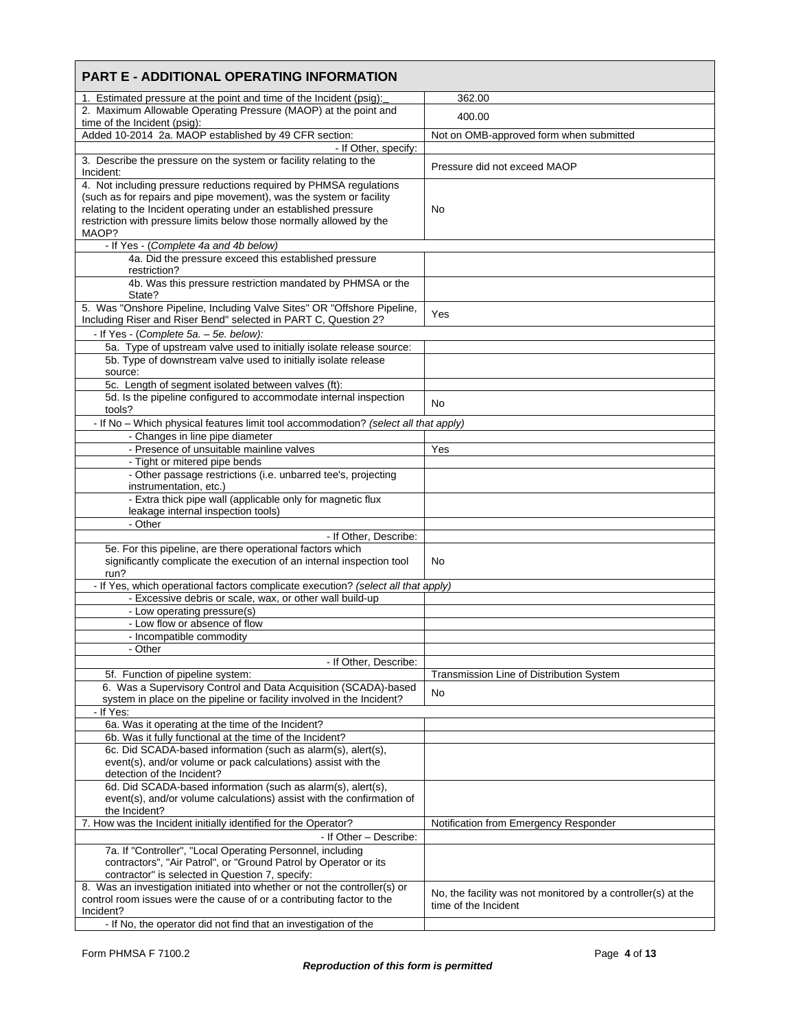## PART E - ADDITIONAL OPERATING INFORMATION

| Question | Answer |
|---|---|
| 1. Estimated pressure at the point and time of the Incident (psig): | 362.00 |
| 2. Maximum Allowable Operating Pressure (MAOP) at the point and time of the Incident (psig): | 400.00 |
| Added 10-2014 2a. MAOP established by 49 CFR section: | Not on OMB-approved form when submitted |
| - If Other, specify: | |
| 3. Describe the pressure on the system or facility relating to the Incident: | Pressure did not exceed MAOP |
| 4. Not including pressure reductions required by PHMSA regulations (such as for repairs and pipe movement), was the system or facility relating to the Incident operating under an established pressure restriction with pressure limits below those normally allowed by the MAOP? | No |
| - If Yes - (*Complete 4a and 4b below)* | |
| 4a. Did the pressure exceed this established pressure restriction? | |
| 4b. Was this pressure restriction mandated by PHMSA or the State? | |
| 5. Was "Onshore Pipeline, Including Valve Sites" OR "Offshore Pipeline, Including Riser and Riser Bend" selected in PART C, Question 2? | Yes |
| - If Yes - (*Complete 5a. – 5e. below):* | |
| 5a. Type of upstream valve used to initially isolate release source: | |
| 5b. Type of downstream valve used to initially isolate release source: | |
| 5c. Length of segment isolated between valves (ft): | |
| 5d. Is the pipeline configured to accommodate internal inspection tools? | No |
| - If No – Which physical features limit tool accommodation? *(select all that apply)* | |
| - Changes in line pipe diameter | |
| - Presence of unsuitable mainline valves | Yes |
| - Tight or mitered pipe bends | |
| - Other passage restrictions (i.e. unbarred tee's, projecting instrumentation, etc.) | |
| - Extra thick pipe wall (applicable only for magnetic flux leakage internal inspection tools) | |
| - Other | |
| - If Other, Describe: | |
| 5e. For this pipeline, are there operational factors which significantly complicate the execution of an internal inspection tool run? | No |
| - If Yes, which operational factors complicate execution? *(select all that apply)* | |
| - Excessive debris or scale, wax, or other wall build-up | |
| - Low operating pressure(s) | |
| - Low flow or absence of flow | |
| - Incompatible commodity | |
| - Other | |
| - If Other, Describe: | |
| 5f. Function of pipeline system: | Transmission Line of Distribution System |
| 6. Was a Supervisory Control and Data Acquisition (SCADA)-based system in place on the pipeline or facility involved in the Incident? | No |
| - If Yes: | |
| 6a. Was it operating at the time of the Incident? | |
| 6b. Was it fully functional at the time of the Incident? | |
| 6c. Did SCADA-based information (such as alarm(s), alert(s), event(s), and/or volume or pack calculations) assist with the detection of the Incident? | |
| 6d. Did SCADA-based information (such as alarm(s), alert(s), event(s), and/or volume calculations) assist with the confirmation of the Incident? | |
| 7. How was the Incident initially identified for the Operator? | Notification from Emergency Responder |
| - If Other – Describe: | |
| 7a. If "Controller", "Local Operating Personnel, including contractors", "Air Patrol", or "Ground Patrol by Operator or its contractor" is selected in Question 7, specify: | |
| 8. Was an investigation initiated into whether or not the controller(s) or control room issues were the cause of or a contributing factor to the Incident? | No, the facility was not monitored by a controller(s) at the time of the Incident |
| - If No, the operator did not find that an investigation of the | |

Form PHMSA F 7100.2

***Reproduction of this form is permitted***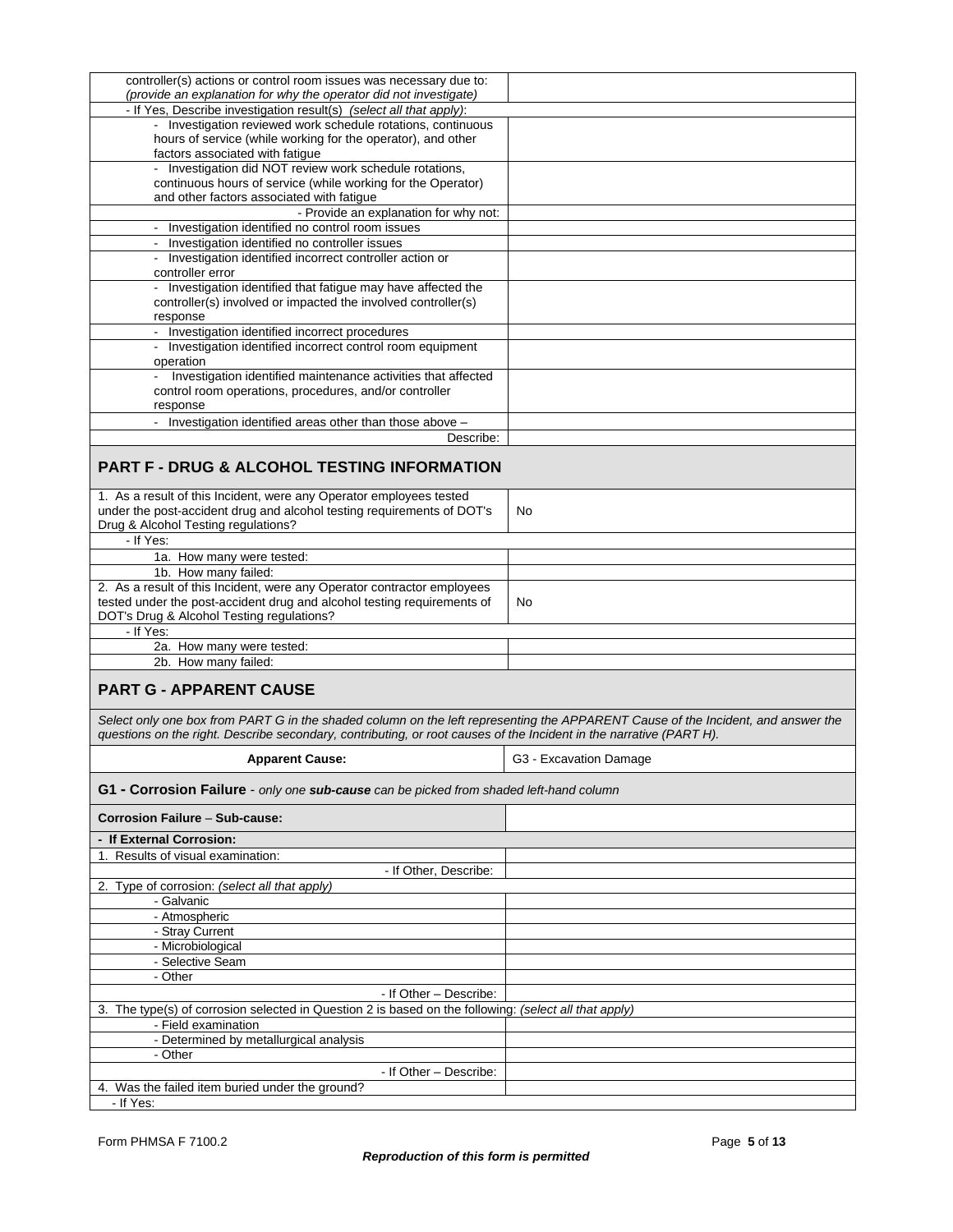| | |
|---|---|
| controller(s) actions or control room issues was necessary due to: *(provide an explanation for why the operator did not investigate)* | |
| - If Yes, Describe investigation result(s) *(select all that apply)*: | |
| - Investigation reviewed work schedule rotations, continuous hours of service (while working for the operator), and other factors associated with fatigue | |
| - Investigation did NOT review work schedule rotations, continuous hours of service (while working for the Operator) and other factors associated with fatigue | |
| - Provide an explanation for why not: | |
| - Investigation identified no control room issues | |
| - Investigation identified no controller issues | |
| - Investigation identified incorrect controller action or controller error | |
| - Investigation identified that fatigue may have affected the controller(s) involved or impacted the involved controller(s) response | |
| - Investigation identified incorrect procedures | |
| - Investigation identified incorrect control room equipment operation | |
| - Investigation identified maintenance activities that affected control room operations, procedures, and/or controller response | |
| - Investigation identified areas other than those above – | |
| Describe: | |

## PART F - DRUG & ALCOHOL TESTING INFORMATION

| | |
|---|---|
| 1. As a result of this Incident, were any Operator employees tested under the post-accident drug and alcohol testing requirements of DOT's Drug & Alcohol Testing regulations? | No |
| - If Yes: | |
| 1a. How many were tested: | |
| 1b. How many failed: | |
| 2. As a result of this Incident, were any Operator contractor employees tested under the post-accident drug and alcohol testing requirements of DOT's Drug & Alcohol Testing regulations? | No |
| - If Yes: | |
| 2a. How many were tested: | |
| 2b. How many failed: | |

## PART G - APPARENT CAUSE

*Select only one box from PART G in the shaded column on the left representing the APPARENT Cause of the Incident, and answer the questions on the right. Describe secondary, contributing, or root causes of the Incident in the narrative (PART H).*

| | |
|---|---|
| **Apparent Cause:** | G3 - Excavation Damage |

### G1 - Corrosion Failure - *only one **sub-cause** can be picked from shaded left-hand column*

| | |
|---|---|
| **Corrosion Failure – Sub-cause:** | |
| **- If External Corrosion:** | |
| 1. Results of visual examination: | |
| - If Other, Describe: | |
| 2. Type of corrosion: *(select all that apply)* | |
| - Galvanic | |
| - Atmospheric | |
| - Stray Current | |
| - Microbiological | |
| - Selective Seam | |
| - Other | |
| - If Other – Describe: | |
| 3. The type(s) of corrosion selected in Question 2 is based on the following: *(select all that apply)* | |
| - Field examination | |
| - Determined by metallurgical analysis | |
| - Other | |
| - If Other – Describe: | |
| 4. Was the failed item buried under the ground? | |
| - If Yes: | |

***Reproduction of this form is permitted***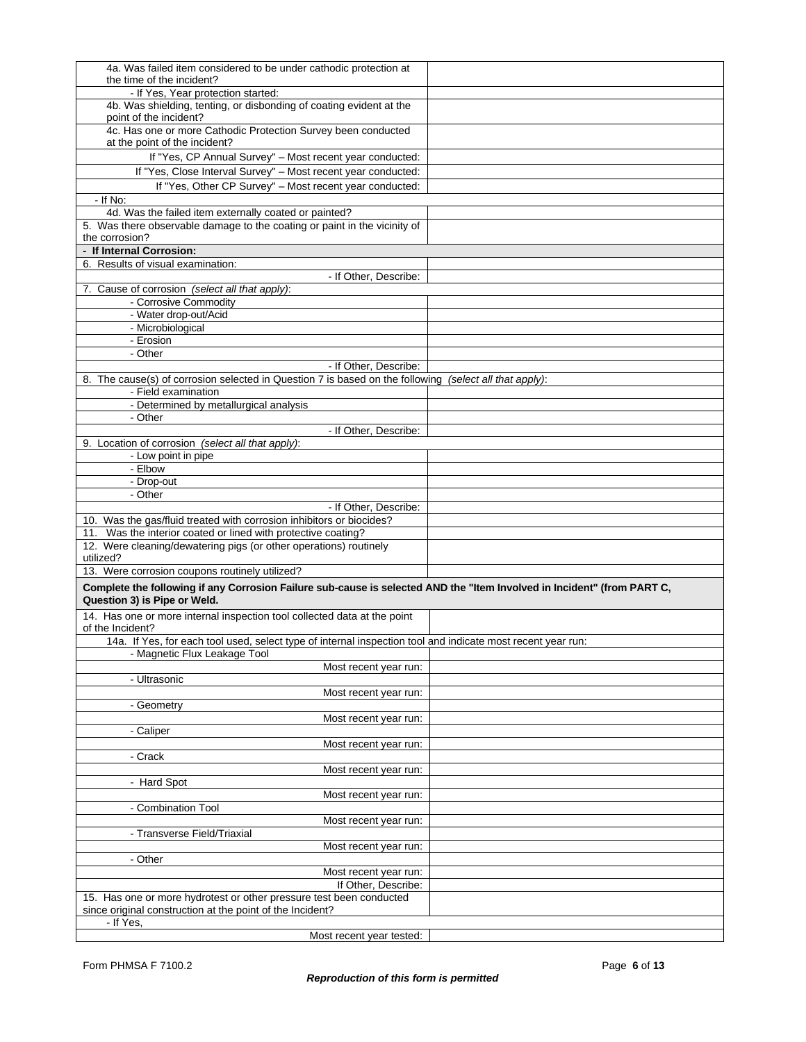| | |
|---|---|
| 4a. Was failed item considered to be under cathodic protection at the time of the incident? | |
| - If Yes, Year protection started: | |
| 4b. Was shielding, tenting, or disbonding of coating evident at the point of the incident? | |
| 4c. Has one or more Cathodic Protection Survey been conducted at the point of the incident? | |
| If "Yes, CP Annual Survey" – Most recent year conducted: | |
| If "Yes, Close Interval Survey" – Most recent year conducted: | |
| If "Yes, Other CP Survey" – Most recent year conducted: | |
| - If No: | |
| 4d. Was the failed item externally coated or painted? | |
| 5. Was there observable damage to the coating or paint in the vicinity of the corrosion? | |
| **- If Internal Corrosion:** | |
| 6. Results of visual examination: | |
| - If Other, Describe: | |
| 7. Cause of corrosion *(select all that apply)*: | |
| - Corrosive Commodity | |
| - Water drop-out/Acid | |
| - Microbiological | |
| - Erosion | |
| - Other | |
| - If Other, Describe: | |
| 8. The cause(s) of corrosion selected in Question 7 is based on the following *(select all that apply)*: | |
| - Field examination | |
| - Determined by metallurgical analysis | |
| - Other | |
| - If Other, Describe: | |
| 9. Location of corrosion *(select all that apply)*: | |
| - Low point in pipe | |
| - Elbow | |
| - Drop-out | |
| - Other | |
| - If Other, Describe: | |
| 10. Was the gas/fluid treated with corrosion inhibitors or biocides? | |
| 11. Was the interior coated or lined with protective coating? | |
| 12. Were cleaning/dewatering pigs (or other operations) routinely utilized? | |
| 13. Were corrosion coupons routinely utilized? | |
| **Complete the following if any Corrosion Failure sub-cause is selected AND the "Item Involved in Incident" (from PART C, Question 3) is Pipe or Weld.** | |
| 14. Has one or more internal inspection tool collected data at the point of the Incident? | |
| 14a. If Yes, for each tool used, select type of internal inspection tool and indicate most recent year run: | |
| - Magnetic Flux Leakage Tool | |
| Most recent year run: | |
| - Ultrasonic | |
| Most recent year run: | |
| - Geometry | |
| Most recent year run: | |
| - Caliper | |
| Most recent year run: | |
| - Crack | |
| Most recent year run: | |
| - Hard Spot | |
| Most recent year run: | |
| - Combination Tool | |
| Most recent year run: | |
| - Transverse Field/Triaxial | |
| Most recent year run: | |
| - Other | |
| Most recent year run: | |
| If Other, Describe: | |
| 15. Has one or more hydrotest or other pressure test been conducted since original construction at the point of the Incident? | |
| - If Yes, | |
| Most recent year tested: | |

***Reproduction of this form is permitted***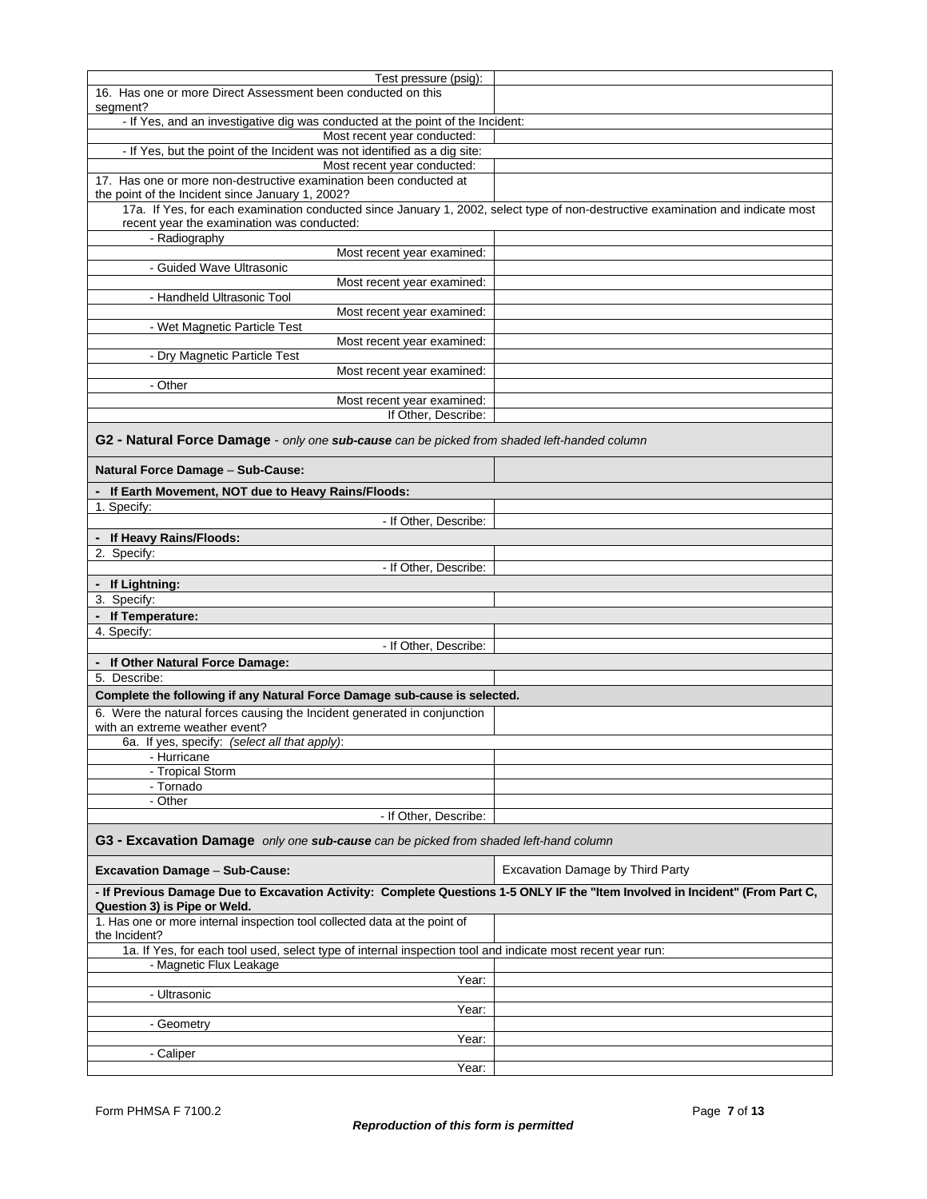| | |
|---|---|
| Test pressure (psig): | |
| 16. Has one or more Direct Assessment been conducted on this segment? | |
| - If Yes, and an investigative dig was conducted at the point of the Incident: | |
| Most recent year conducted: | |
| - If Yes, but the point of the Incident was not identified as a dig site: | |
| Most recent year conducted: | |
| 17. Has one or more non-destructive examination been conducted at the point of the Incident since January 1, 2002? | |
| 17a. If Yes, for each examination conducted since January 1, 2002, select type of non-destructive examination and indicate most recent year the examination was conducted: | |
| - Radiography | |
| Most recent year examined: | |
| - Guided Wave Ultrasonic | |
| Most recent year examined: | |
| - Handheld Ultrasonic Tool | |
| Most recent year examined: | |
| - Wet Magnetic Particle Test | |
| Most recent year examined: | |
| - Dry Magnetic Particle Test | |
| Most recent year examined: | |
| - Other | |
| Most recent year examined: | |
| If Other, Describe: | |

## G2 - Natural Force Damage - *only one **sub-cause** can be picked from shaded left-handed column*

| | |
|---|---|
| **Natural Force Damage – Sub-Cause:** | |
| **- If Earth Movement, NOT due to Heavy Rains/Floods:** | |
| 1. Specify: | |
| - If Other, Describe: | |
| **- If Heavy Rains/Floods:** | |
| 2. Specify: | |
| - If Other, Describe: | |
| **- If Lightning:** | |
| 3. Specify: | |
| **- If Temperature:** | |
| 4. Specify: | |
| - If Other, Describe: | |
| **- If Other Natural Force Damage:** | |
| 5. Describe: | |
| **Complete the following if any Natural Force Damage sub-cause is selected.** | |
| 6. Were the natural forces causing the Incident generated in conjunction with an extreme weather event? | |
| 6a. If yes, specify: *(select all that apply)*: | |
| - Hurricane | |
| - Tropical Storm | |
| - Tornado | |
| - Other | |
| - If Other, Describe: | |

## G3 - Excavation Damage *only one **sub-cause** can be picked from shaded left-hand column*

| | |
|---|---|
| **Excavation Damage – Sub-Cause:** | Excavation Damage by Third Party |
| **- If Previous Damage Due to Excavation Activity: Complete Questions 1-5 ONLY IF the "Item Involved in Incident" (From Part C, Question 3) is Pipe or Weld.** | |
| 1. Has one or more internal inspection tool collected data at the point of the Incident? | |
| 1a. If Yes, for each tool used, select type of internal inspection tool and indicate most recent year run: | |
| - Magnetic Flux Leakage | |
| Year: | |
| - Ultrasonic | |
| Year: | |
| - Geometry | |
| Year: | |
| - Caliper | |
| Year: | |

Form PHMSA F 7100.2

*Reproduction of this form is permitted*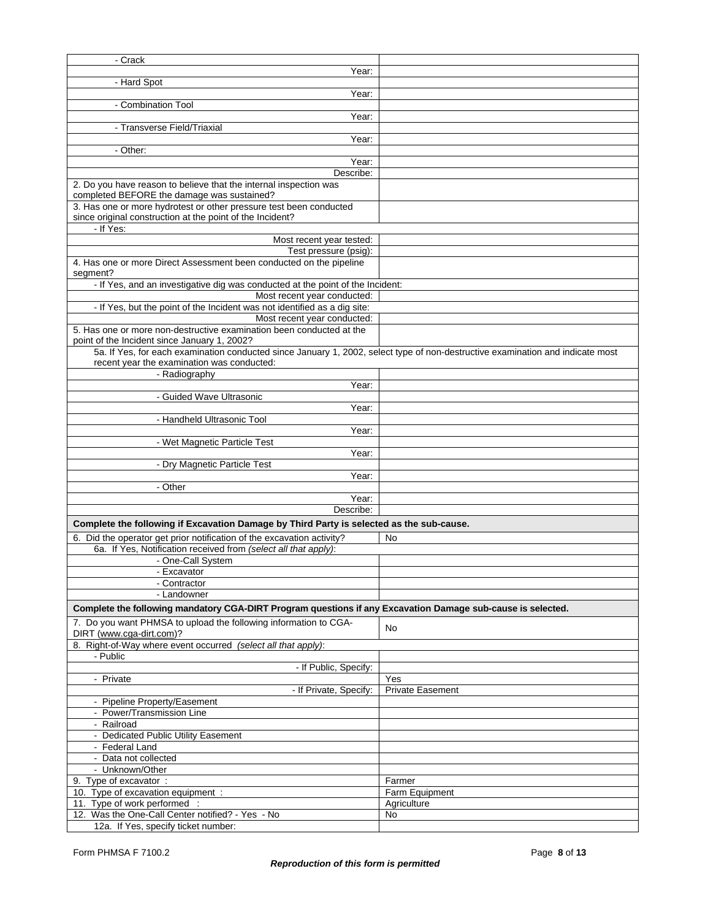| | |
|---|---|
| - Crack | |
| Year: | |
| - Hard Spot | |
| Year: | |
| - Combination Tool | |
| Year: | |
| - Transverse Field/Triaxial | |
| Year: | |
| - Other: | |
| Year: | |
| Describe: | |
| 2. Do you have reason to believe that the internal inspection was completed BEFORE the damage was sustained? | |
| 3. Has one or more hydrotest or other pressure test been conducted since original construction at the point of the Incident? | |
| - If Yes: | |
| Most recent year tested: | |
| Test pressure (psig): | |
| 4. Has one or more Direct Assessment been conducted on the pipeline segment? | |
| - If Yes, and an investigative dig was conducted at the point of the Incident: | |
| Most recent year conducted: | |
| - If Yes, but the point of the Incident was not identified as a dig site: | |
| Most recent year conducted: | |
| 5. Has one or more non-destructive examination been conducted at the point of the Incident since January 1, 2002? | |
| 5a. If Yes, for each examination conducted since January 1, 2002, select type of non-destructive examination and indicate most recent year the examination was conducted: | |
| - Radiography | |
| Year: | |
| - Guided Wave Ultrasonic | |
| Year: | |
| - Handheld Ultrasonic Tool | |
| Year: | |
| - Wet Magnetic Particle Test | |
| Year: | |
| - Dry Magnetic Particle Test | |
| Year: | |
| - Other | |
| Year: | |
| Describe: | |
| **Complete the following if Excavation Damage by Third Party is selected as the sub-cause.** | |
| 6. Did the operator get prior notification of the excavation activity? | No |
| 6a. If Yes, Notification received from *(select all that apply)*: | |
| - One-Call System | |
| - Excavator | |
| - Contractor | |
| - Landowner | |
| **Complete the following mandatory CGA-DIRT Program questions if any Excavation Damage sub-cause is selected.** | |
| 7. Do you want PHMSA to upload the following information to CGA-DIRT (www.cga-dirt.com)? | No |
| 8. Right-of-Way where event occurred *(select all that apply)*: | |
| - Public | |
| - If Public, Specify: | |
| - Private | Yes |
| - If Private, Specify: | Private Easement |
| - Pipeline Property/Easement | |
| - Power/Transmission Line | |
| - Railroad | |
| - Dedicated Public Utility Easement | |
| - Federal Land | |
| - Data not collected | |
| - Unknown/Other | |
| 9. Type of excavator : | Farmer |
| 10. Type of excavation equipment : | Farm Equipment |
| 11. Type of work performed : | Agriculture |
| 12. Was the One-Call Center notified? - Yes - No | No |
| 12a. If Yes, specify ticket number: | |

Form PHMSA F 7100.2

***Reproduction of this form is permitted***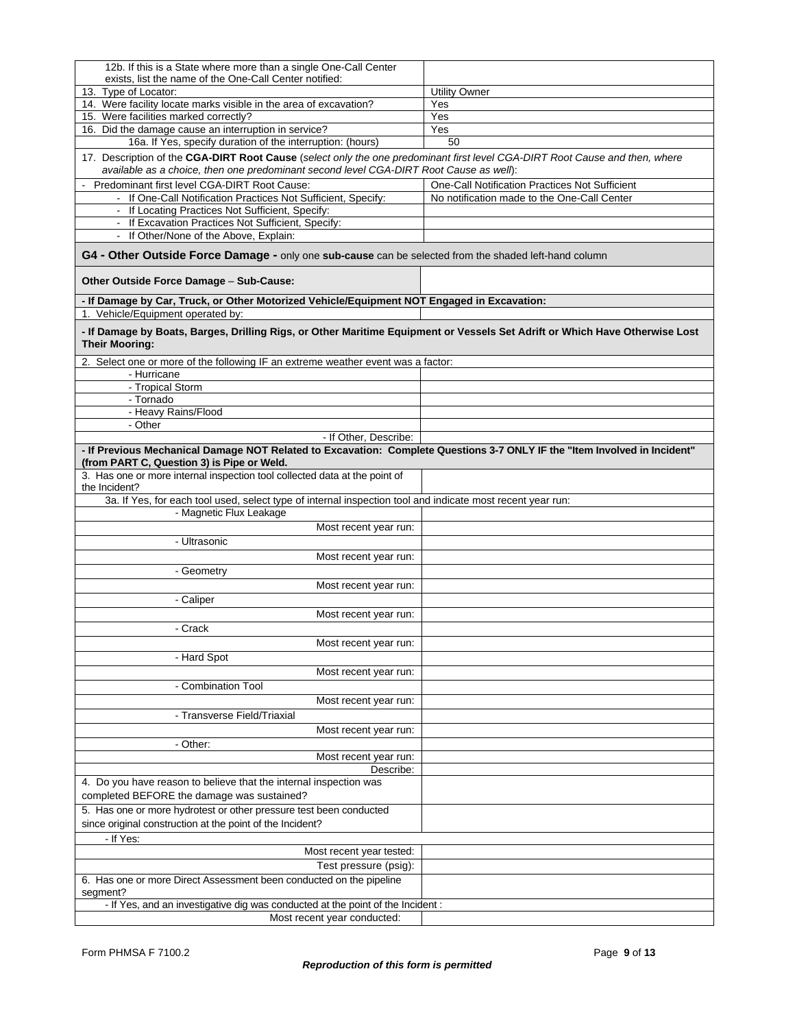| | |
|---|---|
| 12b. If this is a State where more than a single One-Call Center exists, list the name of the One-Call Center notified: | |
| 13. Type of Locator: | Utility Owner |
| 14. Were facility locate marks visible in the area of excavation? | Yes |
| 15. Were facilities marked correctly? | Yes |
| 16. Did the damage cause an interruption in service? | Yes |
| 16a. If Yes, specify duration of the interruption: (hours) | 50 |
| 17. Description of the **CGA-DIRT Root Cause** (*select only the one predominant first level CGA-DIRT Root Cause and then, where available as a choice, then one predominant second level CGA-DIRT Root Cause as well*): | |
| - Predominant first level CGA-DIRT Root Cause: | One-Call Notification Practices Not Sufficient |
| - If One-Call Notification Practices Not Sufficient, Specify: | No notification made to the One-Call Center |
| - If Locating Practices Not Sufficient, Specify: | |
| - If Excavation Practices Not Sufficient, Specify: | |
| - If Other/None of the Above, Explain: | |

## G4 - Other Outside Force Damage - only one **sub-cause** can be selected from the shaded left-hand column

| | |
|---|---|
| **Other Outside Force Damage – Sub-Cause:** | |
| **- If Damage by Car, Truck, or Other Motorized Vehicle/Equipment NOT Engaged in Excavation:** | |
| 1. Vehicle/Equipment operated by: | |
| **- If Damage by Boats, Barges, Drilling Rigs, or Other Maritime Equipment or Vessels Set Adrift or Which Have Otherwise Lost Their Mooring:** | |
| 2. Select one or more of the following IF an extreme weather event was a factor: | |
| - Hurricane | |
| - Tropical Storm | |
| - Tornado | |
| - Heavy Rains/Flood | |
| - Other | |
| - If Other, Describe: | |
| **- If Previous Mechanical Damage NOT Related to Excavation: Complete Questions 3-7 ONLY IF the "Item Involved in Incident" (from PART C, Question 3) is Pipe or Weld.** | |
| 3. Has one or more internal inspection tool collected data at the point of the Incident? | |
| 3a. If Yes, for each tool used, select type of internal inspection tool and indicate most recent year run: | |
| - Magnetic Flux Leakage | |
| Most recent year run: | |
| - Ultrasonic | |
| Most recent year run: | |
| - Geometry | |
| Most recent year run: | |
| - Caliper | |
| Most recent year run: | |
| - Crack | |
| Most recent year run: | |
| - Hard Spot | |
| Most recent year run: | |
| - Combination Tool | |
| Most recent year run: | |
| - Transverse Field/Triaxial | |
| Most recent year run: | |
| - Other: | |
| Most recent year run: | |
| Describe: | |
| 4. Do you have reason to believe that the internal inspection was completed BEFORE the damage was sustained? | |
| 5. Has one or more hydrotest or other pressure test been conducted since original construction at the point of the Incident? | |
| - If Yes: | |
| Most recent year tested: | |
| Test pressure (psig): | |
| 6. Has one or more Direct Assessment been conducted on the pipeline segment? | |
| - If Yes, and an investigative dig was conducted at the point of the Incident : | |
| Most recent year conducted: | |

Form PHMSA F 7100.2

***Reproduction of this form is permitted***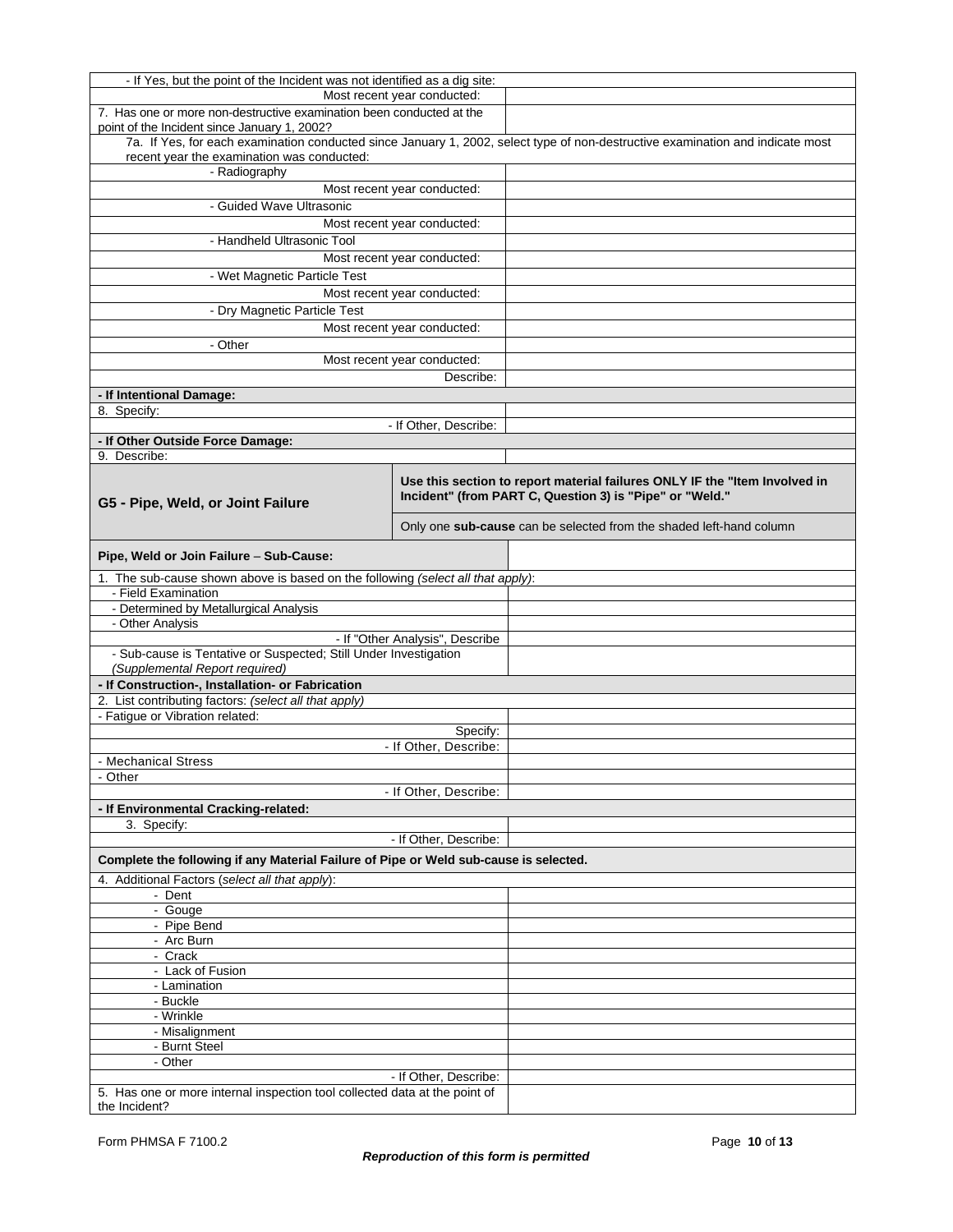| | |
|---|---|
| - If Yes, but the point of the Incident was not identified as a dig site: | |
| Most recent year conducted: | |
| 7. Has one or more non-destructive examination been conducted at the point of the Incident since January 1, 2002? | |
| 7a. If Yes, for each examination conducted since January 1, 2002, select type of non-destructive examination and indicate most recent year the examination was conducted: | |
| - Radiography | |
| Most recent year conducted: | |
| - Guided Wave Ultrasonic | |
| Most recent year conducted: | |
| - Handheld Ultrasonic Tool | |
| Most recent year conducted: | |
| - Wet Magnetic Particle Test | |
| Most recent year conducted: | |
| - Dry Magnetic Particle Test | |
| Most recent year conducted: | |
| - Other | |
| Most recent year conducted: | |
| Describe: | |
| **- If Intentional Damage:** | |
| 8. Specify: | |
| - If Other, Describe: | |
| **- If Other Outside Force Damage:** | |
| 9. Describe: | |

| **G5 - Pipe, Weld, or Joint Failure** | **Use this section to report material failures ONLY IF the "Item Involved in Incident" (from PART C, Question 3) is "Pipe" or "Weld."** |
|---|---|
| | Only one **sub-cause** can be selected from the shaded left-hand column |

| | |
|---|---|
| **Pipe, Weld or Join Failure – Sub-Cause:** | |
| 1. The sub-cause shown above is based on the following *(select all that apply)*: | |
| - Field Examination | |
| - Determined by Metallurgical Analysis | |
| - Other Analysis | |
| - If "Other Analysis", Describe | |
| - Sub-cause is Tentative or Suspected; Still Under Investigation *(Supplemental Report required)* | |
| **- If Construction-, Installation- or Fabrication** | |
| 2. List contributing factors: *(select all that apply)* | |
| - Fatigue or Vibration related: | |
| Specify: | |
| - If Other, Describe: | |
| - Mechanical Stress | |
| - Other | |
| - If Other, Describe: | |
| **- If Environmental Cracking-related:** | |
| 3. Specify: | |
| - If Other, Describe: | |
| **Complete the following if any Material Failure of Pipe or Weld sub-cause is selected.** | |
| 4. Additional Factors (*select all that apply*): | |
| - Dent | |
| - Gouge | |
| - Pipe Bend | |
| - Arc Burn | |
| - Crack | |
| - Lack of Fusion | |
| - Lamination | |
| - Buckle | |
| - Wrinkle | |
| - Misalignment | |
| - Burnt Steel | |
| - Other | |
| - If Other, Describe: | |
| 5. Has one or more internal inspection tool collected data at the point of the Incident? | |

Form PHMSA F 7100.2

***Reproduction of this form is permitted***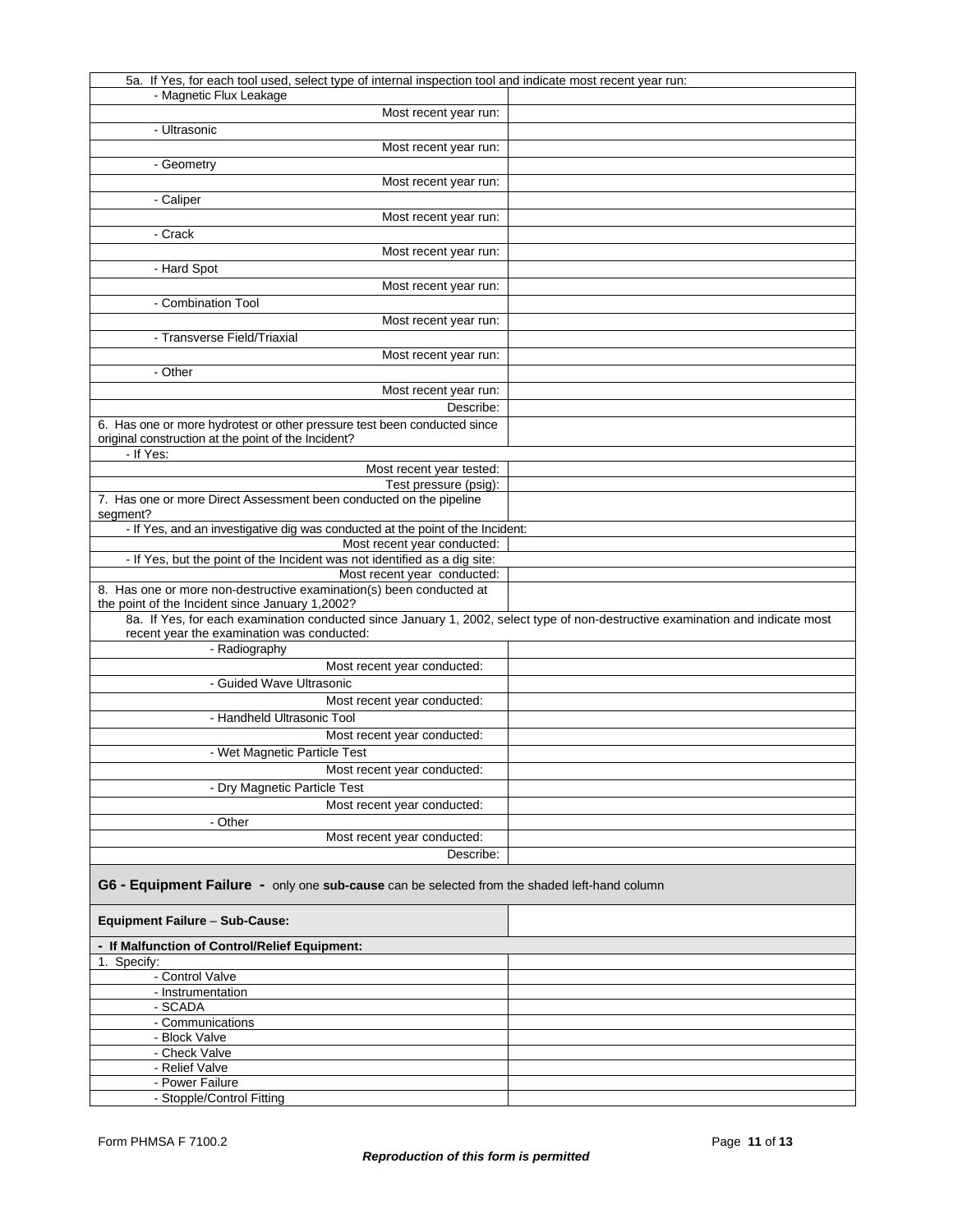| 5a. If Yes, for each tool used, select type of internal inspection tool and indicate most recent year run: | |
|---|---|
| - Magnetic Flux Leakage | |
| Most recent year run: | |
| - Ultrasonic | |
| Most recent year run: | |
| - Geometry | |
| Most recent year run: | |
| - Caliper | |
| Most recent year run: | |
| - Crack | |
| Most recent year run: | |
| - Hard Spot | |
| Most recent year run: | |
| - Combination Tool | |
| Most recent year run: | |
| - Transverse Field/Triaxial | |
| Most recent year run: | |
| - Other | |
| Most recent year run: | |
| Describe: | |
| 6. Has one or more hydrotest or other pressure test been conducted since original construction at the point of the Incident? | |
| - If Yes: | |
| Most recent year tested: | |
| Test pressure (psig): | |
| 7. Has one or more Direct Assessment been conducted on the pipeline segment? | |
| - If Yes, and an investigative dig was conducted at the point of the Incident: | |
| Most recent year conducted: | |
| - If Yes, but the point of the Incident was not identified as a dig site: | |
| Most recent year conducted: | |
| 8. Has one or more non-destructive examination(s) been conducted at the point of the Incident since January 1,2002? | |
| 8a. If Yes, for each examination conducted since January 1, 2002, select type of non-destructive examination and indicate most recent year the examination was conducted: | |
| - Radiography | |
| Most recent year conducted: | |
| - Guided Wave Ultrasonic | |
| Most recent year conducted: | |
| - Handheld Ultrasonic Tool | |
| Most recent year conducted: | |
| - Wet Magnetic Particle Test | |
| Most recent year conducted: | |
| - Dry Magnetic Particle Test | |
| Most recent year conducted: | |
| - Other | |
| Most recent year conducted: | |
| Describe: | |

## G6 - Equipment Failure - only one **sub-cause** can be selected from the shaded left-hand column

| **Equipment Failure – Sub-Cause:** | |
|---|---|
| **- If Malfunction of Control/Relief Equipment:** | |
| 1. Specify: | |
| - Control Valve | |
| - Instrumentation | |
| - SCADA | |
| - Communications | |
| - Block Valve | |
| - Check Valve | |
| - Relief Valve | |
| - Power Failure | |
| - Stopple/Control Fitting | |

*Reproduction of this form is permitted*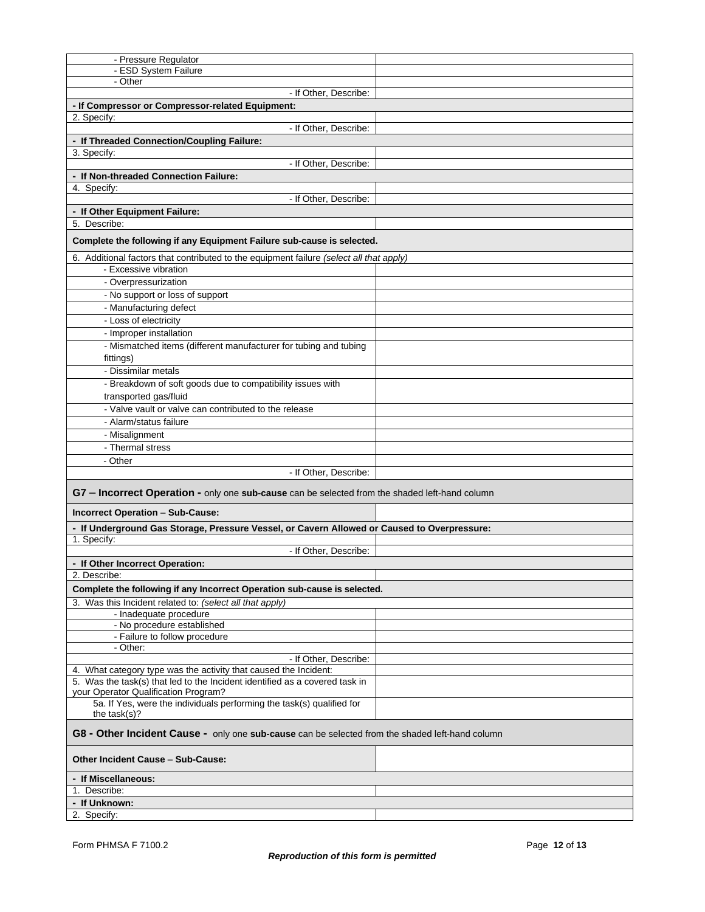| | |
|---|---|
| - Pressure Regulator | |
| - ESD System Failure | |
| - Other | |
| - If Other, Describe: | |
| **- If Compressor or Compressor-related Equipment:** | |
| 2. Specify: | |
| - If Other, Describe: | |
| **- If Threaded Connection/Coupling Failure:** | |
| 3. Specify: | |
| - If Other, Describe: | |
| **- If Non-threaded Connection Failure:** | |
| 4. Specify: | |
| - If Other, Describe: | |
| **- If Other Equipment Failure:** | |
| 5. Describe: | |
| **Complete the following if any Equipment Failure sub-cause is selected.** | |
| 6. Additional factors that contributed to the equipment failure *(select all that apply)* | |
| - Excessive vibration | |
| - Overpressurization | |
| - No support or loss of support | |
| - Manufacturing defect | |
| - Loss of electricity | |
| - Improper installation | |
| - Mismatched items (different manufacturer for tubing and tubing fittings) | |
| - Dissimilar metals | |
| - Breakdown of soft goods due to compatibility issues with transported gas/fluid | |
| - Valve vault or valve can contributed to the release | |
| - Alarm/status failure | |
| - Misalignment | |
| - Thermal stress | |
| - Other | |
| - If Other, Describe: | |

## G7 – Incorrect Operation - only one **sub-cause** can be selected from the shaded left-hand column

| | |
|---|---|
| **Incorrect Operation – Sub-Cause:** | |
| **- If Underground Gas Storage, Pressure Vessel, or Cavern Allowed or Caused to Overpressure:** | |
| 1. Specify: | |
| - If Other, Describe: | |
| **- If Other Incorrect Operation:** | |
| 2. Describe: | |
| **Complete the following if any Incorrect Operation sub-cause is selected.** | |
| 3. Was this Incident related to: *(select all that apply)* | |
| - Inadequate procedure | |
| - No procedure established | |
| - Failure to follow procedure | |
| - Other: | |
| - If Other, Describe: | |
| 4. What category type was the activity that caused the Incident: | |
| 5. Was the task(s) that led to the Incident identified as a covered task in your Operator Qualification Program? | |
| 5a. If Yes, were the individuals performing the task(s) qualified for the task(s)? | |

## G8 - Other Incident Cause - only one **sub-cause** can be selected from the shaded left-hand column

| | |
|---|---|
| **Other Incident Cause – Sub-Cause:** | |
| **- If Miscellaneous:** | |
| 1. Describe: | |
| **- If Unknown:** | |
| 2. Specify: | |

Form PHMSA F 7100.2

***Reproduction of this form is permitted***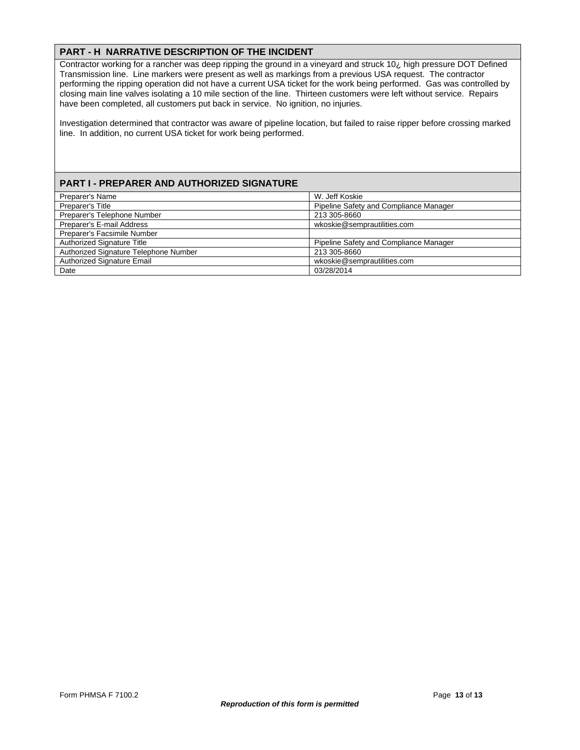## PART - H NARRATIVE DESCRIPTION OF THE INCIDENT

Contractor working for a rancher was deep ripping the ground in a vineyard and struck 10¿ high pressure DOT Defined Transmission line. Line markers were present as well as markings from a previous USA request. The contractor performing the ripping operation did not have a current USA ticket for the work being performed. Gas was controlled by closing main line valves isolating a 10 mile section of the line. Thirteen customers were left without service. Repairs have been completed, all customers put back in service. No ignition, no injuries.

Investigation determined that contractor was aware of pipeline location, but failed to raise ripper before crossing marked line. In addition, no current USA ticket for work being performed.

## PART I - PREPARER AND AUTHORIZED SIGNATURE

| | |
|---|---|
| Preparer's Name | W. Jeff Koskie |
| Preparer's Title | Pipeline Safety and Compliance Manager |
| Preparer's Telephone Number | 213 305-8660 |
| Preparer's E-mail Address | wkoskie@semprautilities.com |
| Preparer's Facsimile Number | |
| Authorized Signature Title | Pipeline Safety and Compliance Manager |
| Authorized Signature Telephone Number | 213 305-8660 |
| Authorized Signature Email | wkoskie@semprautilities.com |
| Date | 03/28/2014 |

Form PHMSA F 7100.2

***Reproduction of this form is permitted***